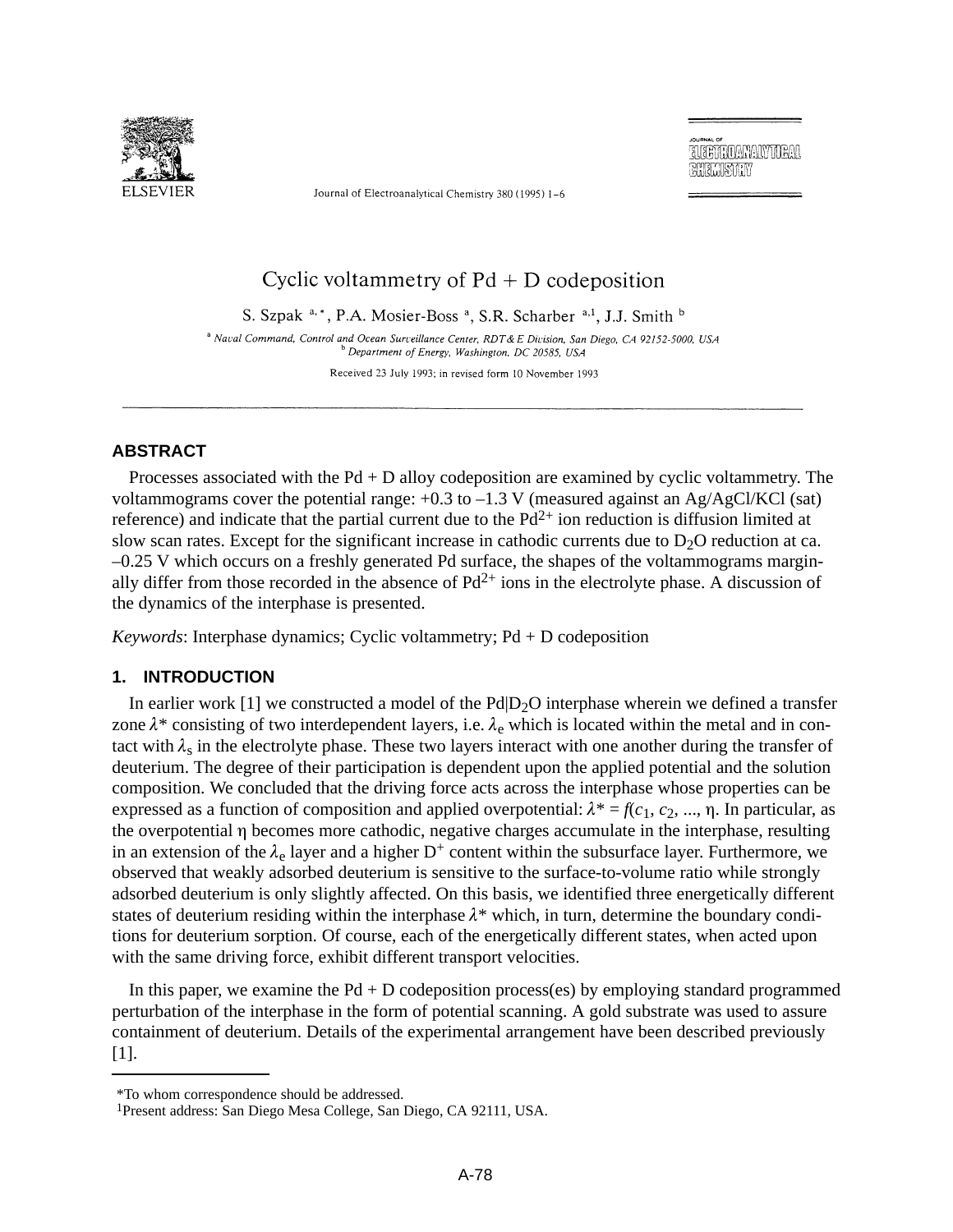Journal of Electroanalytical Chemistry 380 (1995) 1–6

# Cyclic voltammetry of Pd + D codeposition

S. Szpak [a,*], P.A. Mosier-Boss [a], S.R. Scharber [a,1], J.J. Smith [b]

[a] Naval Command, Control and Ocean Surveillance Center, RDT&E Division, San Diego, CA 92152-5000, USA
[b] Department of Energy, Washington, DC 20585, USA

Received 23 July 1993; in revised form 10 November 1993

---

## ABSTRACT

Processes associated with the Pd + D alloy codeposition are examined by cyclic voltammetry. The voltammograms cover the potential range: +0.3 to –1.3 V (measured against an Ag/AgCl/KCl (sat) reference) and indicate that the partial current due to the $Pd^{2+}$ ion reduction is diffusion limited at slow scan rates. Except for the significant increase in cathodic currents due to $D_2O$ reduction at ca. –0.25 V which occurs on a freshly generated Pd surface, the shapes of the voltammograms marginally differ from those recorded in the absence of $Pd^{2+}$ ions in the electrolyte phase. A discussion of the dynamics of the interphase is presented.

*Keywords*: Interphase dynamics; Cyclic voltammetry; Pd + D codeposition

## 1. INTRODUCTION

In earlier work [1] we constructed a model of the Pd|$D_2O$ interphase wherein we defined a transfer zone $\lambda^*$ consisting of two interdependent layers, i.e. $\lambda_e$ which is located within the metal and in contact with $\lambda_s$ in the electrolyte phase. These two layers interact with one another during the transfer of deuterium. The degree of their participation is dependent upon the applied potential and the solution composition. We concluded that the driving force acts across the interphase whose properties can be expressed as a function of composition and applied overpotential: $\lambda^* = f(c_1, c_2, ..., \eta$. In particular, as the overpotential $\eta$ becomes more cathodic, negative charges accumulate in the interphase, resulting in an extension of the $\lambda_e$ layer and a higher $D^+$ content within the subsurface layer. Furthermore, we observed that weakly adsorbed deuterium is sensitive to the surface-to-volume ratio while strongly adsorbed deuterium is only slightly affected. On this basis, we identified three energetically different states of deuterium residing within the interphase $\lambda^*$ which, in turn, determine the boundary conditions for deuterium sorption. Of course, each of the energetically different states, when acted upon with the same driving force, exhibit different transport velocities.

In this paper, we examine the Pd + D codeposition process(es) by employing standard programmed perturbation of the interphase in the form of potential scanning. A gold substrate was used to assure containment of deuterium. Details of the experimental arrangement have been described previously [1].

---

*To whom correspondence should be addressed.
[1]Present address: San Diego Mesa College, San Diego, CA 92111, USA.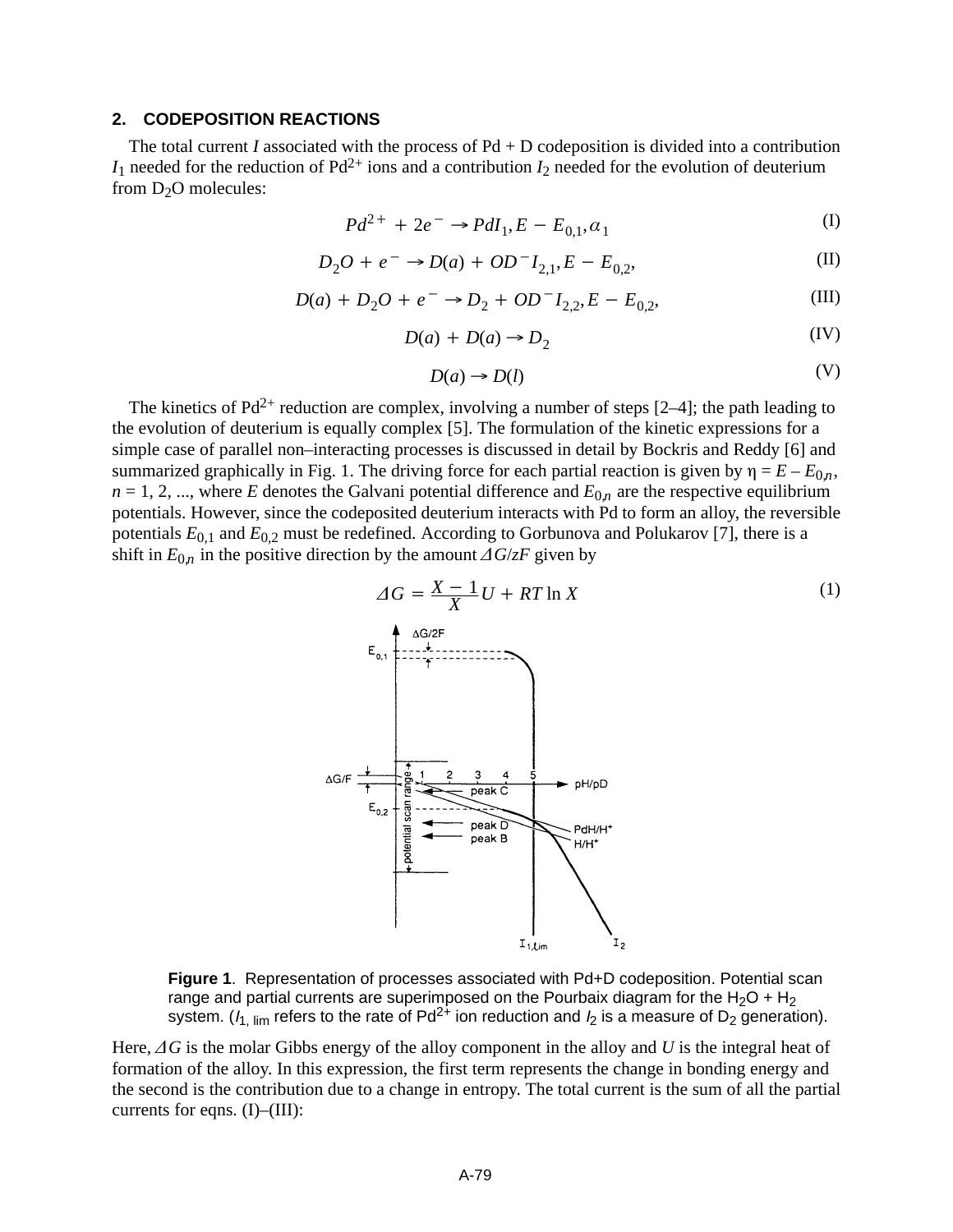## 2. CODEPOSITION REACTIONS

The total current $I$ associated with the process of Pd + D codeposition is divided into a contribution $I_1$ needed for the reduction of $Pd^{2+}$ ions and a contribution $I_2$ needed for the evolution of deuterium from $D_2O$ molecules:

$$Pd^{2+} + 2e^- \rightarrow Pd I_1, E - E_{0,1}, \alpha_1 \tag{I}$$

$$D_2O + e^- \rightarrow D(a) + OD^- I_{2,1}, E - E_{0,2}, \tag{II}$$

$$D(a) + D_2O + e^- \rightarrow D_2 + OD^- I_{2,2}, E - E_{0,2}, \tag{III}$$

$$D(a) + D(a) \rightarrow D_2 \tag{IV}$$

$$D(a) \rightarrow D(l) \tag{V}$$

The kinetics of $Pd^{2+}$ reduction are complex, involving a number of steps [2–4]; the path leading to the evolution of deuterium is equally complex [5]. The formulation of the kinetic expressions for a simple case of parallel non–interacting processes is discussed in detail by Bockris and Reddy [6] and summarized graphically in Fig. 1. The driving force for each partial reaction is given by $\eta = E - E_{0,n}$, $n = 1, 2, ...$, where $E$ denotes the Galvani potential difference and $E_{0,n}$ are the respective equilibrium potentials. However, since the codeposited deuterium interacts with Pd to form an alloy, the reversible potentials $E_{0,1}$ and $E_{0,2}$ must be redefined. According to Gorbunova and Polukarov [7], there is a shift in $E_{0,n}$ in the positive direction by the amount $\Delta G/zF$ given by

$$\Delta G = \frac{X - 1}{X} U + RT \ln X \tag{1}$$

**Figure 1**. Representation of processes associated with Pd+D codeposition. Potential scan range and partial currents are superimposed on the Pourbaix diagram for the $H_2O + H_2$ system. ($I_{1, lim}$ refers to the rate of $Pd^{2+}$ ion reduction and $I_2$ is a measure of $D_2$ generation).

Here, $\Delta G$ is the molar Gibbs energy of the alloy component in the alloy and $U$ is the integral heat of formation of the alloy. In this expression, the first term represents the change in bonding energy and the second is the contribution due to a change in entropy. The total current is the sum of all the partial currents for eqns. (I)–(III):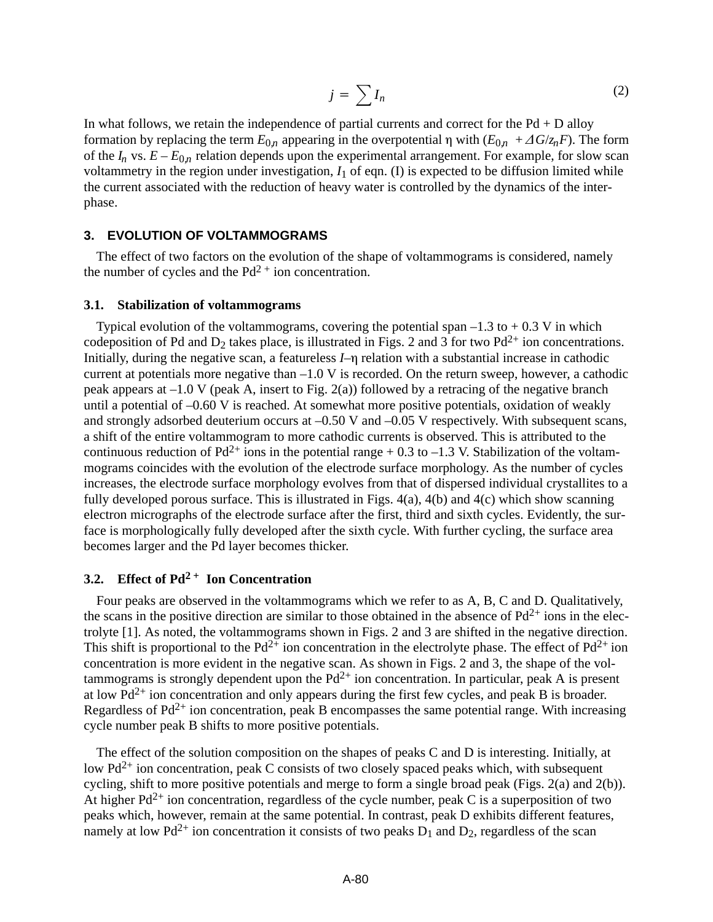$$j = \sum I_n \tag{2}$$

In what follows, we retain the independence of partial currents and correct for the Pd + D alloy formation by replacing the term $E_{0,n}$ appearing in the overpotential $\eta$ with ($E_{0,n} + \Delta G/z_n F$). The form of the $I_n$ vs. $E - E_{0,n}$ relation depends upon the experimental arrangement. For example, for slow scan voltammetry in the region under investigation, $I_1$ of eqn. (I) is expected to be diffusion limited while the current associated with the reduction of heavy water is controlled by the dynamics of the interphase.

## 3. EVOLUTION OF VOLTAMMOGRAMS

The effect of two factors on the evolution of the shape of voltammograms is considered, namely the number of cycles and the $Pd^{2+}$ ion concentration.

### 3.1. Stabilization of voltammograms

Typical evolution of the voltammograms, covering the potential span –1.3 to + 0.3 V in which codeposition of Pd and $D_2$ takes place, is illustrated in Figs. 2 and 3 for two $Pd^{2+}$ ion concentrations. Initially, during the negative scan, a featureless $I$–$\eta$ relation with a substantial increase in cathodic current at potentials more negative than –1.0 V is recorded. On the return sweep, however, a cathodic peak appears at –1.0 V (peak A, insert to Fig. 2(a)) followed by a retracing of the negative branch until a potential of –0.60 V is reached. At somewhat more positive potentials, oxidation of weakly and strongly adsorbed deuterium occurs at –0.50 V and –0.05 V respectively. With subsequent scans, a shift of the entire voltammogram to more cathodic currents is observed. This is attributed to the continuous reduction of $Pd^{2+}$ ions in the potential range + 0.3 to –1.3 V. Stabilization of the voltammograms coincides with the evolution of the electrode surface morphology. As the number of cycles increases, the electrode surface morphology evolves from that of dispersed individual crystallites to a fully developed porous surface. This is illustrated in Figs. 4(a), 4(b) and 4(c) which show scanning electron micrographs of the electrode surface after the first, third and sixth cycles. Evidently, the surface is morphologically fully developed after the sixth cycle. With further cycling, the surface area becomes larger and the Pd layer becomes thicker.

### 3.2. Effect of $Pd^{2+}$ Ion Concentration

Four peaks are observed in the voltammograms which we refer to as A, B, C and D. Qualitatively, the scans in the positive direction are similar to those obtained in the absence of $Pd^{2+}$ ions in the electrolyte [1]. As noted, the voltammograms shown in Figs. 2 and 3 are shifted in the negative direction. This shift is proportional to the $Pd^{2+}$ ion concentration in the electrolyte phase. The effect of $Pd^{2+}$ ion concentration is more evident in the negative scan. As shown in Figs. 2 and 3, the shape of the voltammograms is strongly dependent upon the $Pd^{2+}$ ion concentration. In particular, peak A is present at low $Pd^{2+}$ ion concentration and only appears during the first few cycles, and peak B is broader. Regardless of $Pd^{2+}$ ion concentration, peak B encompasses the same potential range. With increasing cycle number peak B shifts to more positive potentials.

The effect of the solution composition on the shapes of peaks C and D is interesting. Initially, at low $Pd^{2+}$ ion concentration, peak C consists of two closely spaced peaks which, with subsequent cycling, shift to more positive potentials and merge to form a single broad peak (Figs. 2(a) and 2(b)). At higher $Pd^{2+}$ ion concentration, regardless of the cycle number, peak C is a superposition of two peaks which, however, remain at the same potential. In contrast, peak D exhibits different features, namely at low $Pd^{2+}$ ion concentration it consists of two peaks $D_1$ and $D_2$, regardless of the scan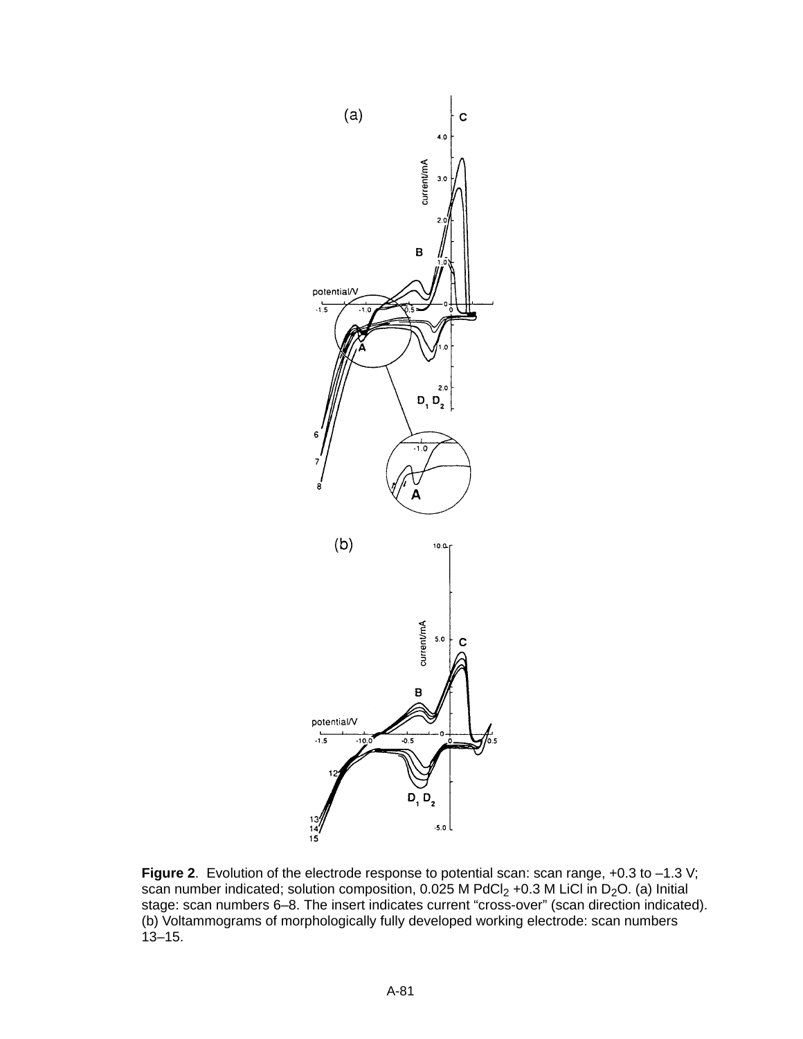**Figure 2**. Evolution of the electrode response to potential scan: scan range, +0.3 to –1.3 V; scan number indicated; solution composition, 0.025 M $PdCl_2$ +0.3 M LiCl in $D_2O$. (a) Initial stage: scan numbers 6–8. The insert indicates current “cross-over” (scan direction indicated). (b) Voltammograms of morphologically fully developed working electrode: scan numbers 13–15.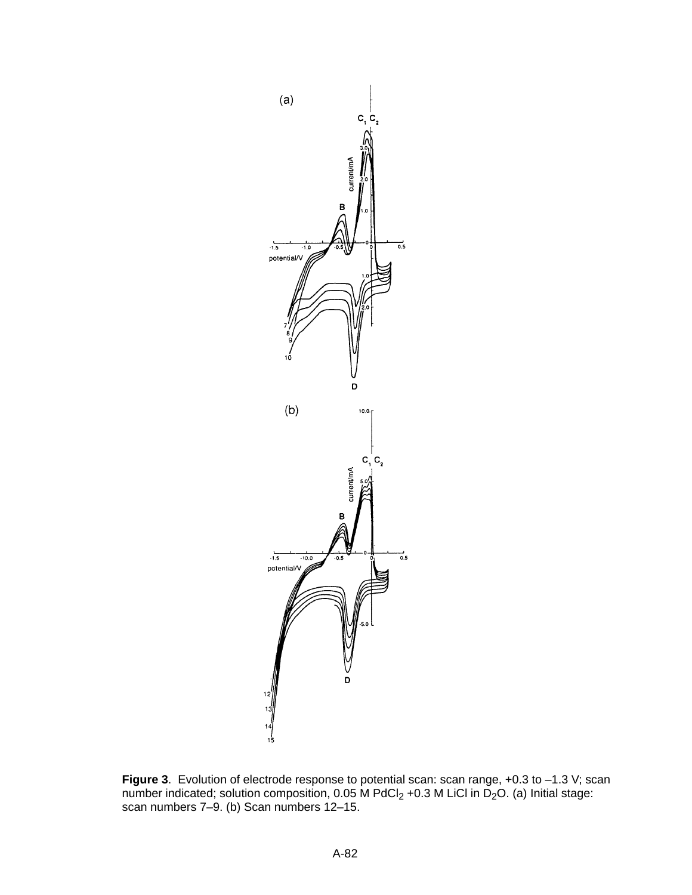**Figure 3**. Evolution of electrode response to potential scan: scan range, +0.3 to –1.3 V; scan number indicated; solution composition, 0.05 M $PdCl_2$ +0.3 M LiCl in $D_2O$. (a) Initial stage: scan numbers 7–9. (b) Scan numbers 12–15.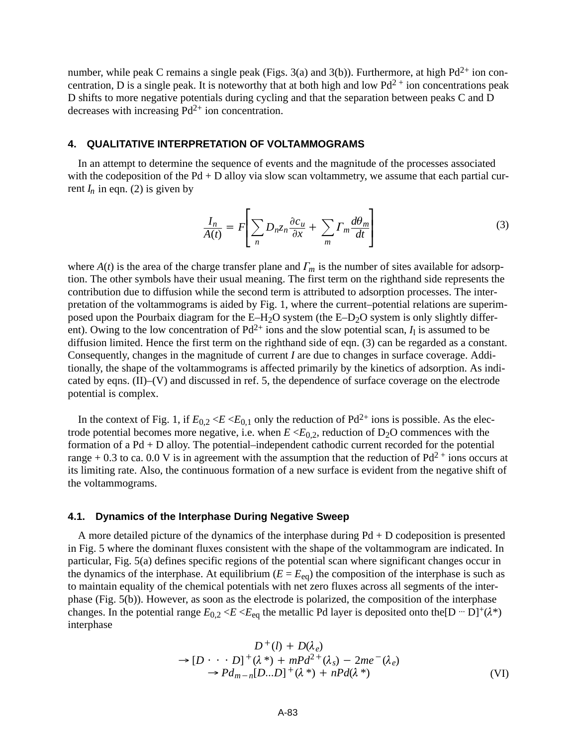number, while peak C remains a single peak (Figs. 3(a) and 3(b)). Furthermore, at high $Pd^{2+}$ ion concentration, D is a single peak. It is noteworthy that at both high and low $Pd^{2+}$ ion concentrations peak D shifts to more negative potentials during cycling and that the separation between peaks C and D decreases with increasing $Pd^{2+}$ ion concentration.

## 4. QUALITATIVE INTERPRETATION OF VOLTAMMOGRAMS

In an attempt to determine the sequence of events and the magnitude of the processes associated with the codeposition of the Pd + D alloy via slow scan voltammetry, we assume that each partial current $I_n$ in eqn. (2) is given by

$$\frac{I_n}{A(t)} = F\left[\sum_n D_n z_n \frac{\partial c_u}{\partial x} + \sum_m \Gamma_m \frac{d\theta_m}{dt}\right] \tag{3}$$

where $A(t)$ is the area of the charge transfer plane and $\Gamma_m$ is the number of sites available for adsorption. The other symbols have their usual meaning. The first term on the righthand side represents the contribution due to diffusion while the second term is attributed to adsorption processes. The interpretation of the voltammograms is aided by Fig. 1, where the current–potential relations are superimposed upon the Pourbaix diagram for the E–$H_2O$ system (the E–$D_2O$ system is only slightly different). Owing to the low concentration of $Pd^{2+}$ ions and the slow potential scan, $I_1$ is assumed to be diffusion limited. Hence the first term on the righthand side of eqn. (3) can be regarded as a constant. Consequently, changes in the magnitude of current $I$ are due to changes in surface coverage. Additionally, the shape of the voltammograms is affected primarily by the kinetics of adsorption. As indicated by eqns. (II)–(V) and discussed in ref. 5, the dependence of surface coverage on the electrode potential is complex.

In the context of Fig. 1, if $E_{0,2} < E < E_{0,1}$ only the reduction of $Pd^{2+}$ ions is possible. As the electrode potential becomes more negative, i.e. when $E < E_{0,2}$, reduction of $D_2O$ commences with the formation of a Pd + D alloy. The potential–independent cathodic current recorded for the potential range + 0.3 to ca. 0.0 V is in agreement with the assumption that the reduction of $Pd^{2+}$ ions occurs at its limiting rate. Also, the continuous formation of a new surface is evident from the negative shift of the voltammograms.

### 4.1. Dynamics of the Interphase During Negative Sweep

A more detailed picture of the dynamics of the interphase during Pd + D codeposition is presented in Fig. 5 where the dominant fluxes consistent with the shape of the voltammogram are indicated. In particular, Fig. 5(a) defines specific regions of the potential scan where significant changes occur in the dynamics of the interphase. At equilibrium ($E = E_{eq}$) the composition of the interphase is such as to maintain equality of the chemical potentials with net zero fluxes across all segments of the interphase (Fig. 5(b)). However, as soon as the electrode is polarized, the composition of the interphase changes. In the potential range $E_{0,2} < E < E_{eq}$ the metallic Pd layer is deposited onto the $[D \cdots D]^+(\lambda^*)$ interphase

$$\begin{gathered} D^+(l) + D(\lambda_e) \\ \rightarrow [D \cdot\cdot\cdot D]^+(\lambda^*) + mPd^{2+}(\lambda_s) - 2me^-(\lambda_e) \\ \rightarrow Pd_{m-n}[D...D]^+(\lambda^*) + nPd(\lambda^*) \end{gathered} \tag{VI}$$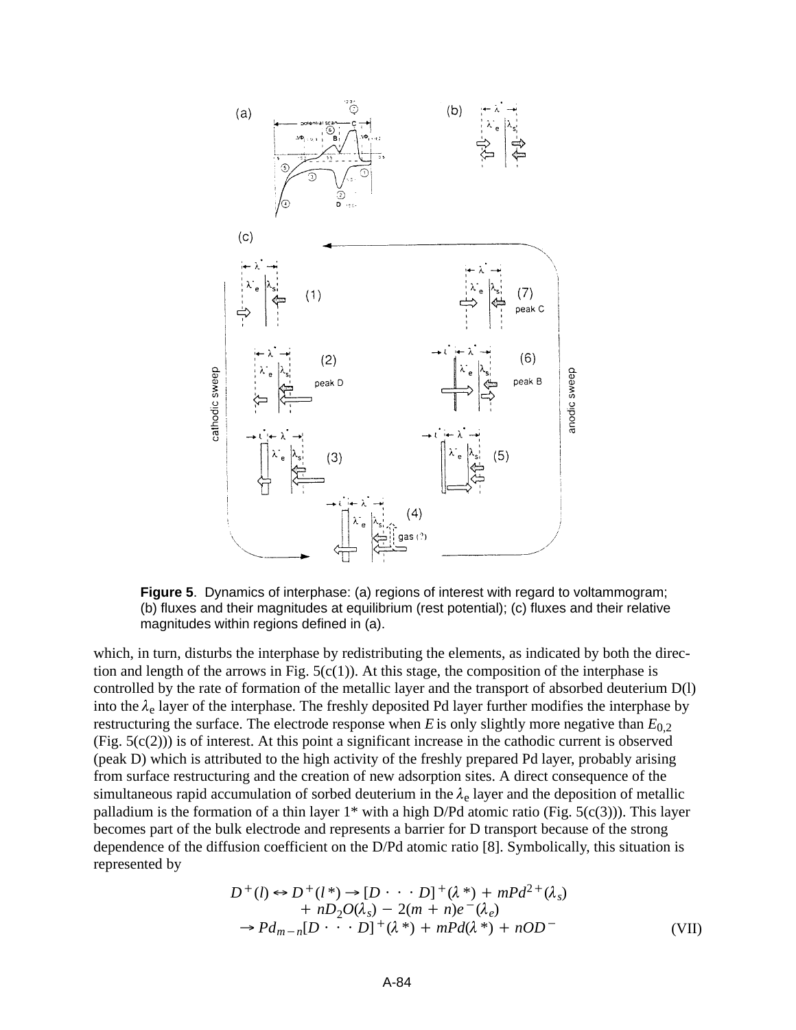**Figure 5**. Dynamics of interphase: (a) regions of interest with regard to voltammogram; (b) fluxes and their magnitudes at equilibrium (rest potential); (c) fluxes and their relative magnitudes within regions defined in (a).

which, in turn, disturbs the interphase by redistributing the elements, as indicated by both the direction and length of the arrows in Fig. 5(c(1)). At this stage, the composition of the interphase is controlled by the rate of formation of the metallic layer and the transport of absorbed deuterium D(l) into the $\lambda_e$ layer of the interphase. The freshly deposited Pd layer further modifies the interphase by restructuring the surface. The electrode response when $E$ is only slightly more negative than $E_{0,2}$ (Fig. 5(c(2))) is of interest. At this point a significant increase in the cathodic current is observed (peak D) which is attributed to the high activity of the freshly prepared Pd layer, probably arising from surface restructuring and the creation of new adsorption sites. A direct consequence of the simultaneous rapid accumulation of sorbed deuterium in the $\lambda_e$ layer and the deposition of metallic palladium is the formation of a thin layer 1* with a high D/Pd atomic ratio (Fig. 5(c(3))). This layer becomes part of the bulk electrode and represents a barrier for D transport because of the strong dependence of the diffusion coefficient on the D/Pd atomic ratio [8]. Symbolically, this situation is represented by

$$
\begin{aligned}
D^+(l) \leftrightarrow D^+(l^*) \rightarrow [D \cdot \cdot \cdot D]^+(\lambda^*) + mPd^{2+}(\lambda_s) \\
+ nD_2O(\lambda_s) - 2(m+n)e^-(\lambda_e) \\
\rightarrow Pd_{m-n}[D \cdot \cdot \cdot D]^+(\lambda^*) + mPd(\lambda^*) + nOD^-
\end{aligned}
\qquad \text{(VII)}
$$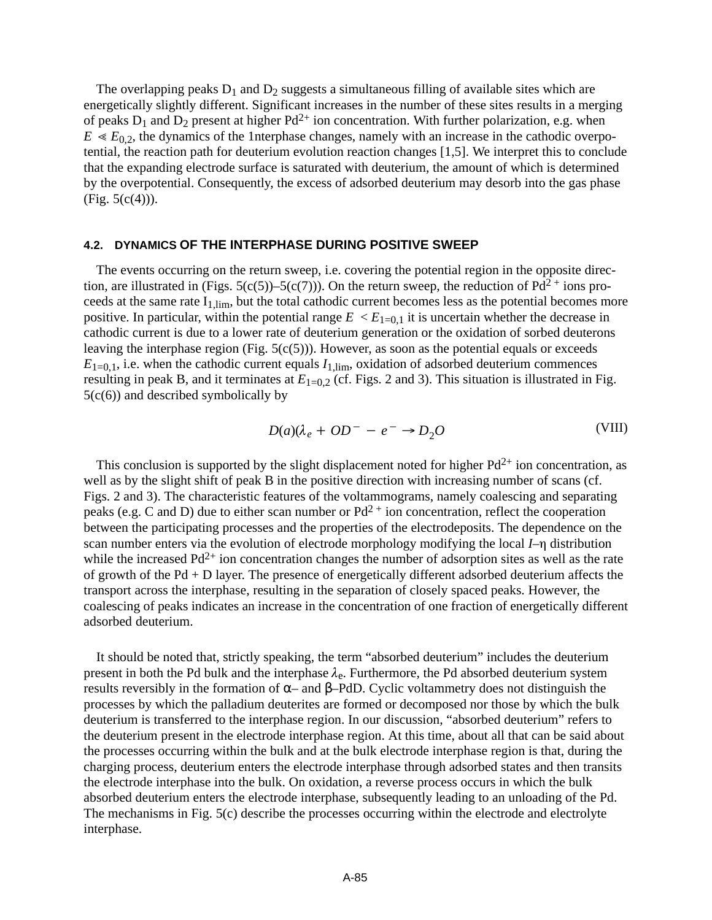The overlapping peaks $D_1$ and $D_2$ suggests a simultaneous filling of available sites which are energetically slightly different. Significant increases in the number of these sites results in a merging of peaks $D_1$ and $D_2$ present at higher $Pd^{2+}$ ion concentration. With further polarization, e.g. when $E \lll E_{0,2}$, the dynamics of the 1nterphase changes, namely with an increase in the cathodic overpotential, the reaction path for deuterium evolution reaction changes [1,5]. We interpret this to conclude that the expanding electrode surface is saturated with deuterium, the amount of which is determined by the overpotential. Consequently, the excess of adsorbed deuterium may desorb into the gas phase (Fig. 5(c(4))).

### 4.2. DYNAMICS OF THE INTERPHASE DURING POSITIVE SWEEP

The events occurring on the return sweep, i.e. covering the potential region in the opposite direction, are illustrated in (Figs. 5(c(5))–5(c(7))). On the return sweep, the reduction of $Pd^{2+}$ ions proceeds at the same rate $I_{1,lim}$, but the total cathodic current becomes less as the potential becomes more positive. In particular, within the potential range $E < E_{1=0,1}$ it is uncertain whether the decrease in cathodic current is due to a lower rate of deuterium generation or the oxidation of sorbed deuterons leaving the interphase region (Fig. 5(c(5))). However, as soon as the potential equals or exceeds $E_{1=0,1}$, i.e. when the cathodic current equals $I_{1,lim}$, oxidation of adsorbed deuterium commences resulting in peak B, and it terminates at $E_{1=0,2}$ (cf. Figs. 2 and 3). This situation is illustrated in Fig. 5(c(6)) and described symbolically by

$$D(a)(\lambda_e + OD^- - e^- \rightarrow D_2O \tag{VIII}$$

This conclusion is supported by the slight displacement noted for higher $Pd^{2+}$ ion concentration, as well as by the slight shift of peak B in the positive direction with increasing number of scans (cf. Figs. 2 and 3). The characteristic features of the voltammograms, namely coalescing and separating peaks (e.g. C and D) due to either scan number or $Pd^{2+}$ ion concentration, reflect the cooperation between the participating processes and the properties of the electrodeposits. The dependence on the scan number enters via the evolution of electrode morphology modifying the local $I$–$\eta$ distribution while the increased $Pd^{2+}$ ion concentration changes the number of adsorption sites as well as the rate of growth of the Pd + D layer. The presence of energetically different adsorbed deuterium affects the transport across the interphase, resulting in the separation of closely spaced peaks. However, the coalescing of peaks indicates an increase in the concentration of one fraction of energetically different adsorbed deuterium.

It should be noted that, strictly speaking, the term "absorbed deuterium" includes the deuterium present in both the Pd bulk and the interphase $\lambda_e$. Furthermore, the Pd absorbed deuterium system results reversibly in the formation of α– and β–PdD. Cyclic voltammetry does not distinguish the processes by which the palladium deuterites are formed or decomposed nor those by which the bulk deuterium is transferred to the interphase region. In our discussion, "absorbed deuterium" refers to the deuterium present in the electrode interphase region. At this time, about all that can be said about the processes occurring within the bulk and at the bulk electrode interphase region is that, during the charging process, deuterium enters the electrode interphase through adsorbed states and then transits the electrode interphase into the bulk. On oxidation, a reverse process occurs in which the bulk absorbed deuterium enters the electrode interphase, subsequently leading to an unloading of the Pd. The mechanisms in Fig. 5(c) describe the processes occurring within the electrode and electrolyte interphase.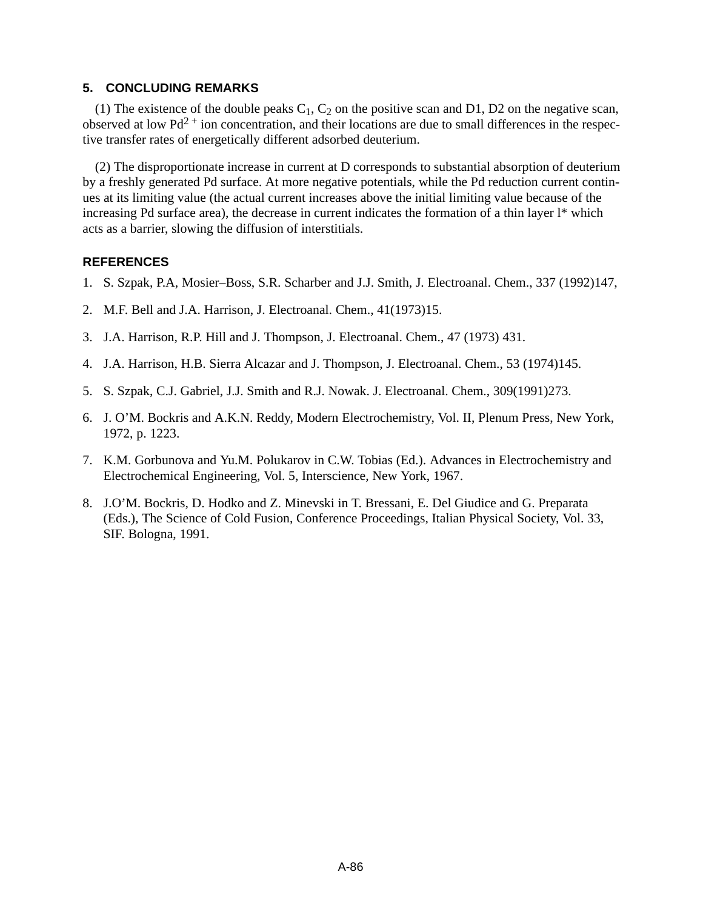## 5. CONCLUDING REMARKS

(1) The existence of the double peaks $C_1$, $C_2$ on the positive scan and D1, D2 on the negative scan, observed at low $Pd^{2+}$ ion concentration, and their locations are due to small differences in the respective transfer rates of energetically different adsorbed deuterium.

(2) The disproportionate increase in current at D corresponds to substantial absorption of deuterium by a freshly generated Pd surface. At more negative potentials, while the Pd reduction current continues at its limiting value (the actual current increases above the initial limiting value because of the increasing Pd surface area), the decrease in current indicates the formation of a thin layer l* which acts as a barrier, slowing the diffusion of interstitials.

## REFERENCES

1. S. Szpak, P.A, Mosier–Boss, S.R. Scharber and J.J. Smith, J. Electroanal. Chem., 337 (1992)147,
2. M.F. Bell and J.A. Harrison, J. Electroanal. Chem., 41(1973)15.
3. J.A. Harrison, R.P. Hill and J. Thompson, J. Electroanal. Chem., 47 (1973) 431.
4. J.A. Harrison, H.B. Sierra Alcazar and J. Thompson, J. Electroanal. Chem., 53 (1974)145.
5. S. Szpak, C.J. Gabriel, J.J. Smith and R.J. Nowak. J. Electroanal. Chem., 309(1991)273.
6. J. O'M. Bockris and A.K.N. Reddy, Modern Electrochemistry, Vol. II, Plenum Press, New York, 1972, p. 1223.
7. K.M. Gorbunova and Yu.M. Polukarov in C.W. Tobias (Ed.). Advances in Electrochemistry and Electrochemical Engineering, Vol. 5, Interscience, New York, 1967.
8. J.O'M. Bockris, D. Hodko and Z. Minevski in T. Bressani, E. Del Giudice and G. Preparata (Eds.), The Science of Cold Fusion, Conference Proceedings, Italian Physical Society, Vol. 33, SIF. Bologna, 1991.